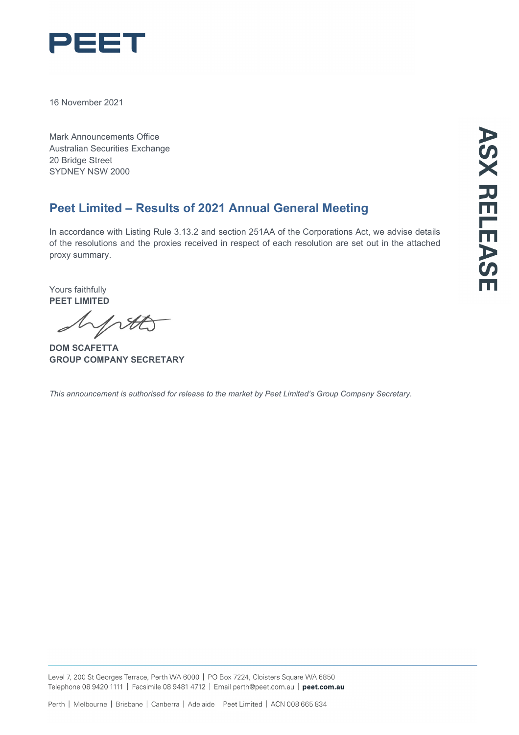PEET

16 November 2021

Mark Announcements Office
Australian Securities Exchange
20 Bridge Street
SYDNEY NSW 2000

ASX RELEASE

## Peet Limited – Results of 2021 Annual General Meeting

In accordance with Listing Rule 3.13.2 and section 251AA of the Corporations Act, we advise details of the resolutions and the proxies received in respect of each resolution are set out in the attached proxy summary.

Yours faithfully
**PEET LIMITED**

**DOM SCAFETTA**
**GROUP COMPANY SECRETARY**

*This announcement is authorised for release to the market by Peet Limited's Group Company Secretary.*

Level 7, 200 St Georges Terrace, Perth WA 6000 | PO Box 7224, Cloisters Square WA 6850
Telephone 08 9420 1111 | Facsimile 08 9481 4712 | Email perth@peet.com.au | **peet.com.au**

Perth | Melbourne | Brisbane | Canberra | Adelaide    Peet Limited | ACN 008 665 834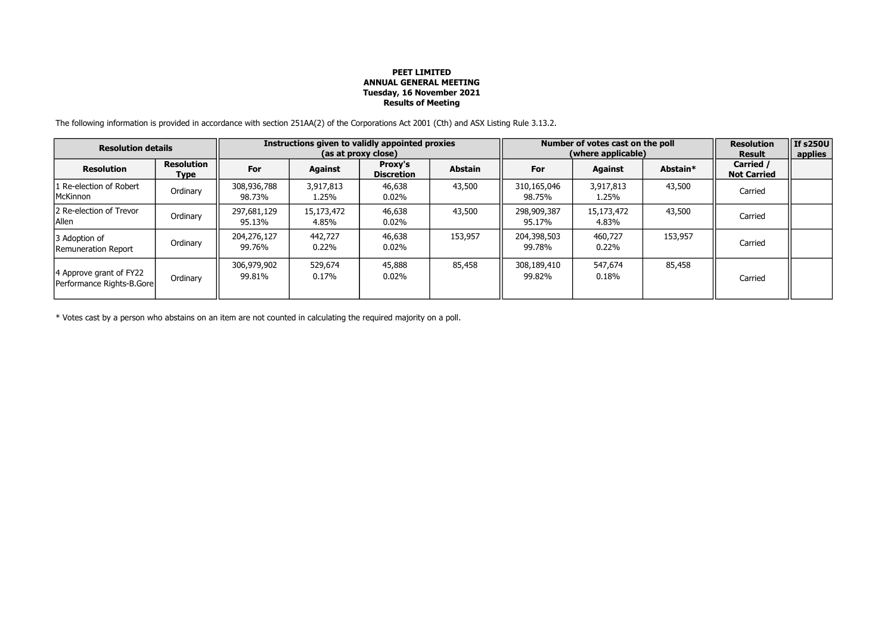**PEET LIMITED**
**ANNUAL GENERAL MEETING**
**Tuesday, 16 November 2021**
**Results of Meeting**

The following information is provided in accordance with section 251AA(2) of the Corporations Act 2001 (Cth) and ASX Listing Rule 3.13.2.

| Resolution details | | Instructions given to validly appointed proxies (as at proxy close) | | | | Number of votes cast on the poll (where applicable) | | | Resolution Result | If s250U applies |
|---|---|---|---|---|---|---|---|---|---|---|
| **Resolution** | **Resolution Type** | **For** | **Against** | **Proxy's Discretion** | **Abstain** | **For** | **Against** | **Abstain*** | **Carried / Not Carried** | |
| 1 Re-election of Robert McKinnon | Ordinary | 308,936,788 98.73% | 3,917,813 1.25% | 46,638 0.02% | 43,500 | 310,165,046 98.75% | 3,917,813 1.25% | 43,500 | Carried | |
| 2 Re-election of Trevor Allen | Ordinary | 297,681,129 95.13% | 15,173,472 4.85% | 46,638 0.02% | 43,500 | 298,909,387 95.17% | 15,173,472 4.83% | 43,500 | Carried | |
| 3 Adoption of Remuneration Report | Ordinary | 204,276,127 99.76% | 442,727 0.22% | 46,638 0.02% | 153,957 | 204,398,503 99.78% | 460,727 0.22% | 153,957 | Carried | |
| 4 Approve grant of FY22 Performance Rights-B.Gore | Ordinary | 306,979,902 99.81% | 529,674 0.17% | 45,888 0.02% | 85,458 | 308,189,410 99.82% | 547,674 0.18% | 85,458 | Carried | |

* Votes cast by a person who abstains on an item are not counted in calculating the required majority on a poll.